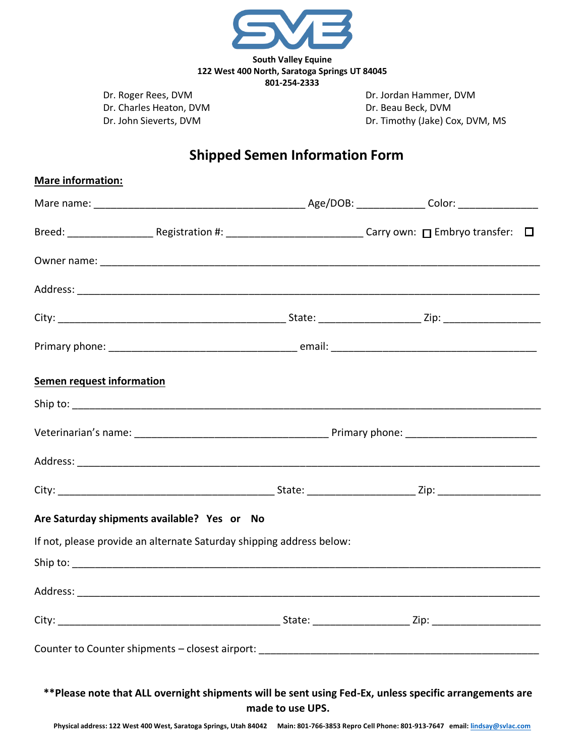**South Valley Equine**
**122 West 400 North, Saratoga Springs UT 84045**
**801-254-2333**

Dr. Roger Rees, DVM
Dr. Charles Heaton, DVM
Dr. John Sieverts, DVM

Dr. Jordan Hammer, DVM
Dr. Beau Beck, DVM
Dr. Timothy (Jake) Cox, DVM, MS

# Shipped Semen Information Form

**Mare information:**

Mare name: ____________________________________ Age/DOB: ___________ Color: _____________

Breed: ______________ Registration #: ______________________ Carry own: ☐ Embryo transfer: ☐

Owner name: ______________________________________________________________________

Address: __________________________________________________________________________

City: ______________________________________ State: _________________ Zip: ________________

Primary phone: ________________________________ email: ___________________________________

**Semen request information**

Ship to: __________________________________________________________________________

Veterinarian's name: _________________________________ Primary phone: ______________________

Address: __________________________________________________________________________

City: _____________________________________ State: ___________________ Zip: _________________

**Are Saturday shipments available? Yes or No**

If not, please provide an alternate Saturday shipping address below:

Ship to: __________________________________________________________________________

Address: __________________________________________________________________________

City: _____________________________________ State: ________________ Zip: ___________________

Counter to Counter shipments – closest airport: ___________________________________________________

**\*\*Please note that ALL overnight shipments will be sent using Fed-Ex, unless specific arrangements are made to use UPS.**

Physical address: 122 West 400 West, Saratoga Springs, Utah 84042 Main: 801-766-3853 Repro Cell Phone: 801-913-7647 email: lindsay@svlac.com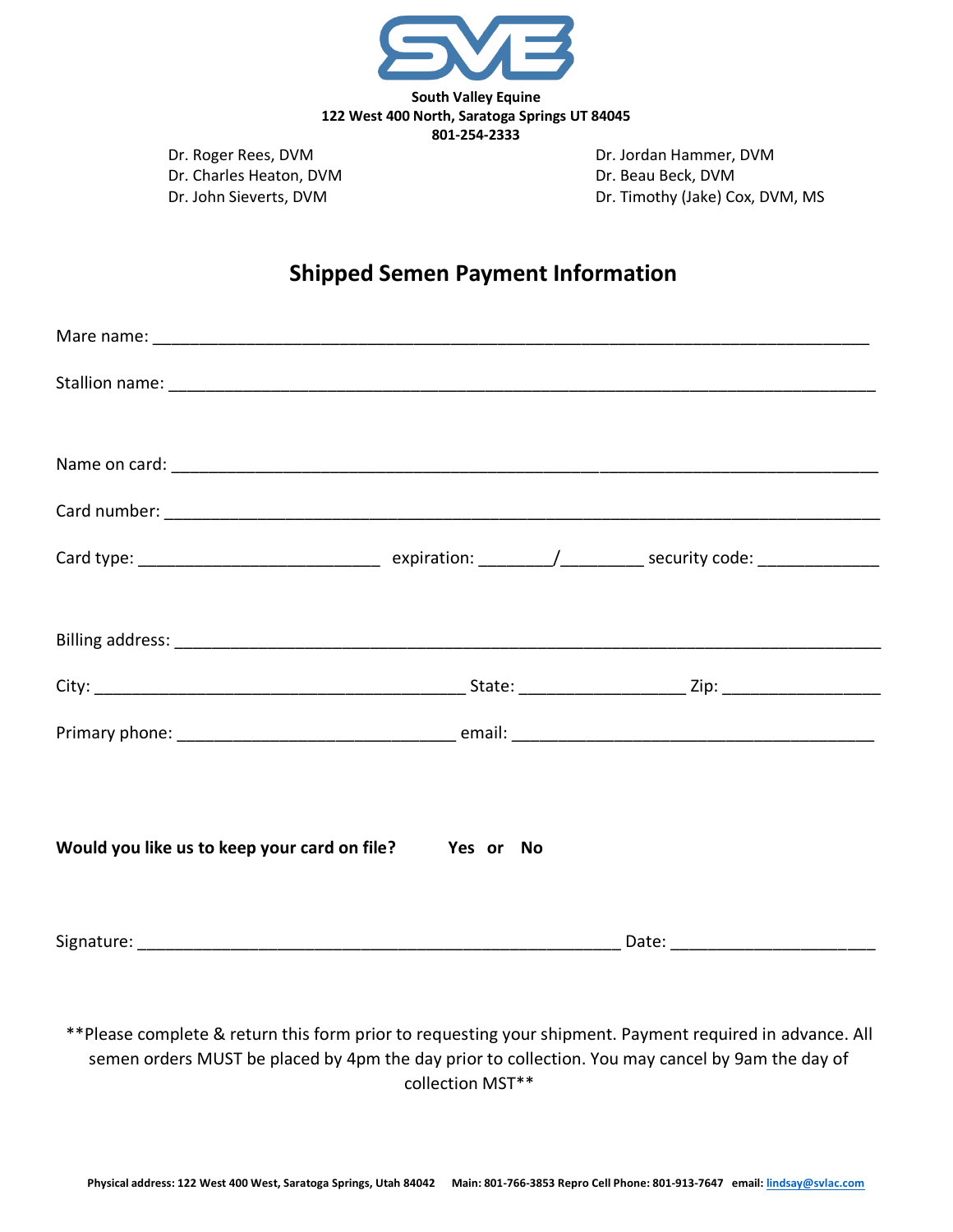**South Valley Equine**
**122 West 400 North, Saratoga Springs UT 84045**
**801-254-2333**

Dr. Roger Rees, DVM
Dr. Charles Heaton, DVM
Dr. John Sieverts, DVM
Dr. Jordan Hammer, DVM
Dr. Beau Beck, DVM
Dr. Timothy (Jake) Cox, DVM, MS

# Shipped Semen Payment Information

Mare name: ______________________________________________________________________

Stallion name: ____________________________________________________________________

Name on card: ____________________________________________________________________

Card number: _____________________________________________________________________

Card type: _________________________ expiration: ________/_________ security code: _____________

Billing address: ____________________________________________________________________

City: _______________________________________ State: _________________ Zip: ________________

Primary phone: _____________________________ email: ______________________________________

**Would you like us to keep your card on file? Yes or No**

Signature: ___________________________________________________ Date: _____________________

**Please complete & return this form prior to requesting your shipment. Payment required in advance. All semen orders MUST be placed by 4pm the day prior to collection. You may cancel by 9am the day of collection MST**

**Physical address: 122 West 400 West, Saratoga Springs, Utah 84042 Main: 801-766-3853 Repro Cell Phone: 801-913-7647 email: lindsay@svlac.com**